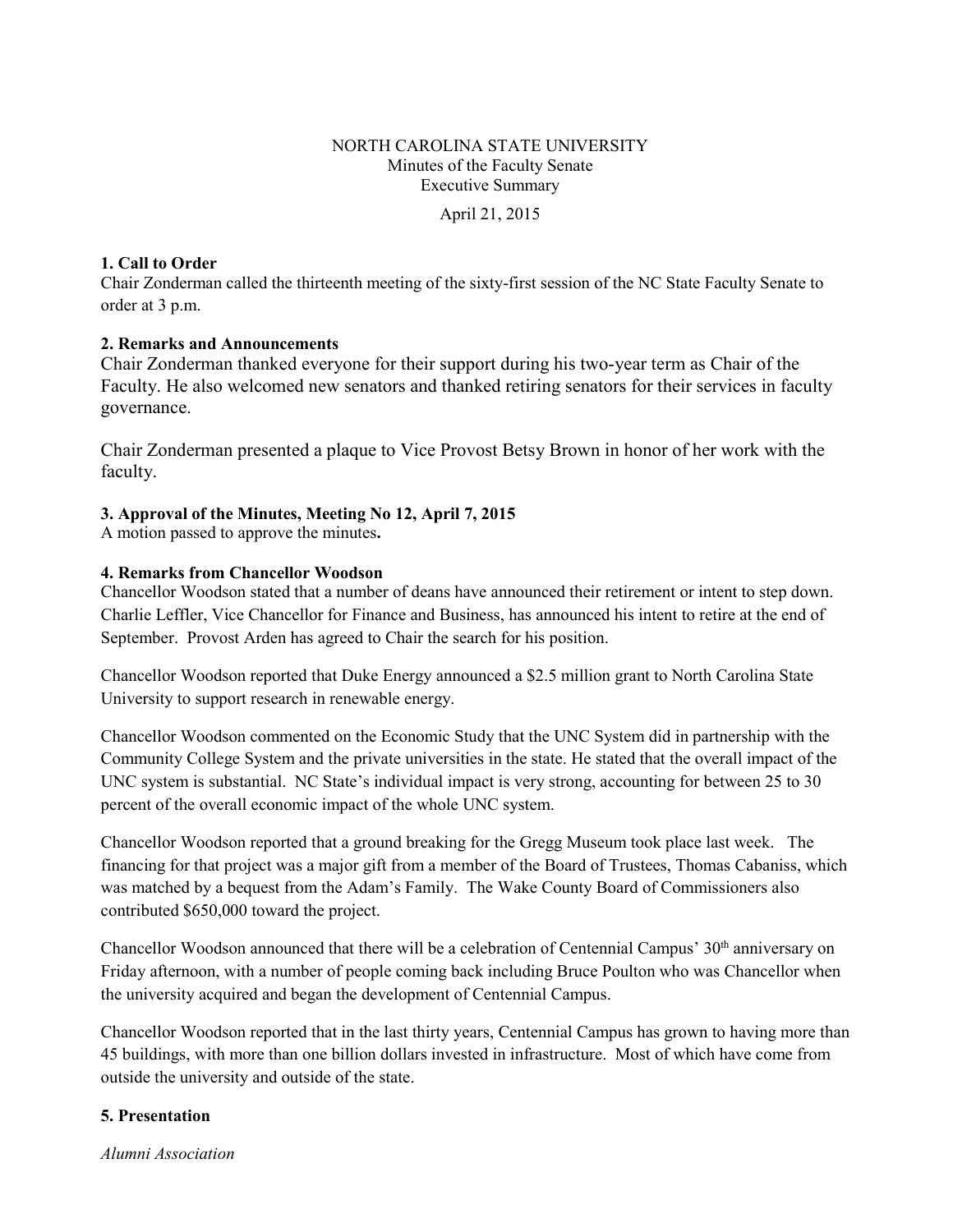NORTH CAROLINA STATE UNIVERSITY
Minutes of the Faculty Senate
Executive Summary

April 21, 2015

**1. Call to Order**

Chair Zonderman called the thirteenth meeting of the sixty-first session of the NC State Faculty Senate to order at 3 p.m.

**2. Remarks and Announcements**

Chair Zonderman thanked everyone for their support during his two-year term as Chair of the Faculty. He also welcomed new senators and thanked retiring senators for their services in faculty governance.

Chair Zonderman presented a plaque to Vice Provost Betsy Brown in honor of her work with the faculty.

**3. Approval of the Minutes, Meeting No 12, April 7, 2015**

A motion passed to approve the minutes**.**

**4. Remarks from Chancellor Woodson**

Chancellor Woodson stated that a number of deans have announced their retirement or intent to step down. Charlie Leffler, Vice Chancellor for Finance and Business, has announced his intent to retire at the end of September. Provost Arden has agreed to Chair the search for his position.

Chancellor Woodson reported that Duke Energy announced a $2.5 million grant to North Carolina State University to support research in renewable energy.

Chancellor Woodson commented on the Economic Study that the UNC System did in partnership with the Community College System and the private universities in the state. He stated that the overall impact of the UNC system is substantial. NC State's individual impact is very strong, accounting for between 25 to 30 percent of the overall economic impact of the whole UNC system.

Chancellor Woodson reported that a ground breaking for the Gregg Museum took place last week. The financing for that project was a major gift from a member of the Board of Trustees, Thomas Cabaniss, which was matched by a bequest from the Adam's Family. The Wake County Board of Commissioners also contributed $650,000 toward the project.

Chancellor Woodson announced that there will be a celebration of Centennial Campus' 30th anniversary on Friday afternoon, with a number of people coming back including Bruce Poulton who was Chancellor when the university acquired and began the development of Centennial Campus.

Chancellor Woodson reported that in the last thirty years, Centennial Campus has grown to having more than 45 buildings, with more than one billion dollars invested in infrastructure. Most of which have come from outside the university and outside of the state.

**5. Presentation**

*Alumni Association*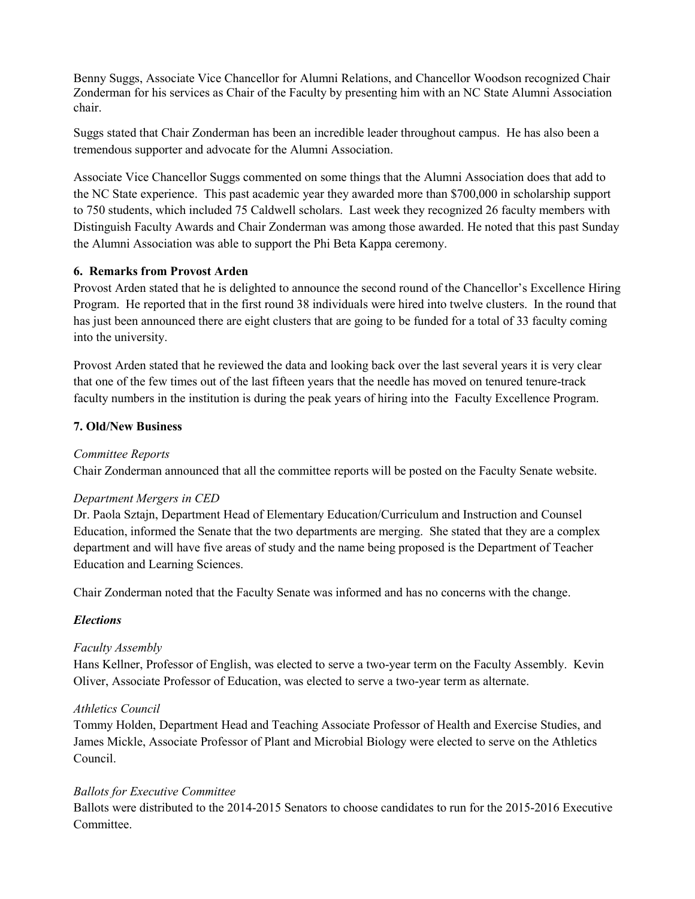Benny Suggs, Associate Vice Chancellor for Alumni Relations, and Chancellor Woodson recognized Chair Zonderman for his services as Chair of the Faculty by presenting him with an NC State Alumni Association chair.

Suggs stated that Chair Zonderman has been an incredible leader throughout campus. He has also been a tremendous supporter and advocate for the Alumni Association.

Associate Vice Chancellor Suggs commented on some things that the Alumni Association does that add to the NC State experience. This past academic year they awarded more than $700,000 in scholarship support to 750 students, which included 75 Caldwell scholars. Last week they recognized 26 faculty members with Distinguish Faculty Awards and Chair Zonderman was among those awarded. He noted that this past Sunday the Alumni Association was able to support the Phi Beta Kappa ceremony.

**6. Remarks from Provost Arden**

Provost Arden stated that he is delighted to announce the second round of the Chancellor's Excellence Hiring Program. He reported that in the first round 38 individuals were hired into twelve clusters. In the round that has just been announced there are eight clusters that are going to be funded for a total of 33 faculty coming into the university.

Provost Arden stated that he reviewed the data and looking back over the last several years it is very clear that one of the few times out of the last fifteen years that the needle has moved on tenured tenure-track faculty numbers in the institution is during the peak years of hiring into the Faculty Excellence Program.

**7. Old/New Business**

*Committee Reports*

Chair Zonderman announced that all the committee reports will be posted on the Faculty Senate website.

*Department Mergers in CED*

Dr. Paola Sztajn, Department Head of Elementary Education/Curriculum and Instruction and Counsel Education, informed the Senate that the two departments are merging. She stated that they are a complex department and will have five areas of study and the name being proposed is the Department of Teacher Education and Learning Sciences.

Chair Zonderman noted that the Faculty Senate was informed and has no concerns with the change.

***Elections***

*Faculty Assembly*

Hans Kellner, Professor of English, was elected to serve a two-year term on the Faculty Assembly. Kevin Oliver, Associate Professor of Education, was elected to serve a two-year term as alternate.

*Athletics Council*

Tommy Holden, Department Head and Teaching Associate Professor of Health and Exercise Studies, and James Mickle, Associate Professor of Plant and Microbial Biology were elected to serve on the Athletics Council.

*Ballots for Executive Committee*

Ballots were distributed to the 2014-2015 Senators to choose candidates to run for the 2015-2016 Executive Committee.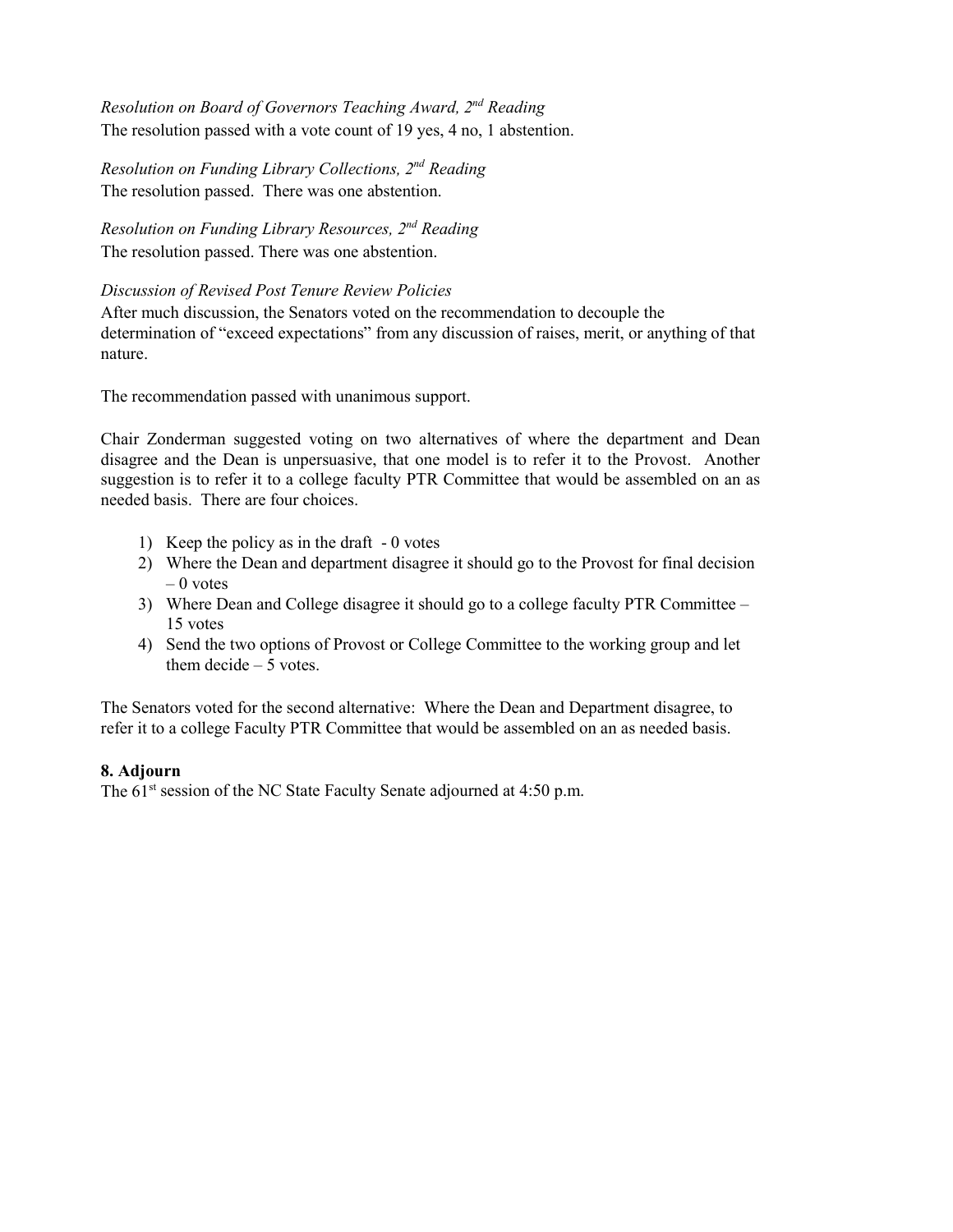*Resolution on Board of Governors Teaching Award, 2nd Reading*
The resolution passed with a vote count of 19 yes, 4 no, 1 abstention.

*Resolution on Funding Library Collections, 2nd Reading*
The resolution passed. There was one abstention.

*Resolution on Funding Library Resources, 2nd Reading*
The resolution passed. There was one abstention.

*Discussion of Revised Post Tenure Review Policies*
After much discussion, the Senators voted on the recommendation to decouple the determination of "exceed expectations" from any discussion of raises, merit, or anything of that nature.

The recommendation passed with unanimous support.

Chair Zonderman suggested voting on two alternatives of where the department and Dean disagree and the Dean is unpersuasive, that one model is to refer it to the Provost. Another suggestion is to refer it to a college faculty PTR Committee that would be assembled on an as needed basis. There are four choices.

1) Keep the policy as in the draft - 0 votes
2) Where the Dean and department disagree it should go to the Provost for final decision – 0 votes
3) Where Dean and College disagree it should go to a college faculty PTR Committee – 15 votes
4) Send the two options of Provost or College Committee to the working group and let them decide – 5 votes.

The Senators voted for the second alternative: Where the Dean and Department disagree, to refer it to a college Faculty PTR Committee that would be assembled on an as needed basis.

**8. Adjourn**
The 61st session of the NC State Faculty Senate adjourned at 4:50 p.m.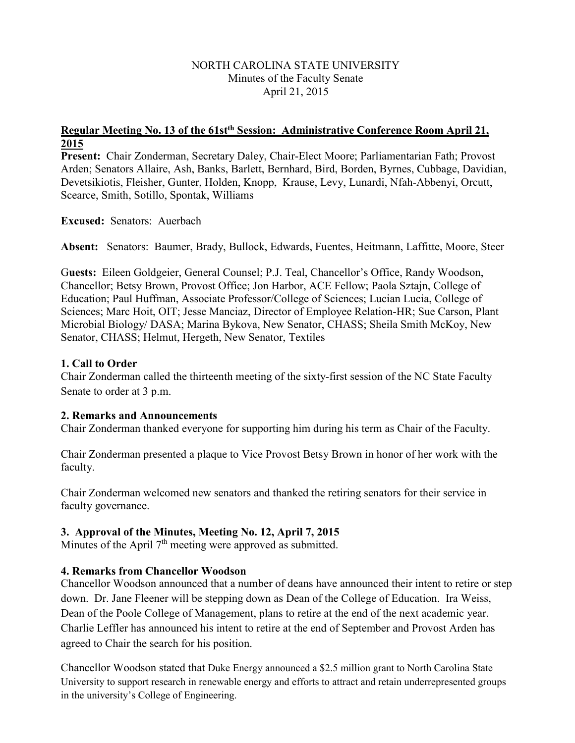NORTH CAROLINA STATE UNIVERSITY
Minutes of the Faculty Senate
April 21, 2015

**Regular Meeting No. 13 of the 61st[th] Session: Administrative Conference Room April 21, 2015**

**Present:** Chair Zonderman, Secretary Daley, Chair-Elect Moore; Parliamentarian Fath; Provost Arden; Senators Allaire, Ash, Banks, Barlett, Bernhard, Bird, Borden, Byrnes, Cubbage, Davidian, Devetsikiotis, Fleisher, Gunter, Holden, Knopp, Krause, Levy, Lunardi, Nfah-Abbenyi, Orcutt, Scearce, Smith, Sotillo, Spontak, Williams

**Excused:** Senators: Auerbach

**Absent:** Senators: Baumer, Brady, Bullock, Edwards, Fuentes, Heitmann, Laffitte, Moore, Steer

G**uests:** Eileen Goldgeier, General Counsel; P.J. Teal, Chancellor's Office, Randy Woodson, Chancellor; Betsy Brown, Provost Office; Jon Harbor, ACE Fellow; Paola Sztajn, College of Education; Paul Huffman, Associate Professor/College of Sciences; Lucian Lucia, College of Sciences; Marc Hoit, OIT; Jesse Manciaz, Director of Employee Relation-HR; Sue Carson, Plant Microbial Biology/ DASA; Marina Bykova, New Senator, CHASS; Sheila Smith McKoy, New Senator, CHASS; Helmut, Hergeth, New Senator, Textiles

**1. Call to Order**

Chair Zonderman called the thirteenth meeting of the sixty-first session of the NC State Faculty Senate to order at 3 p.m.

**2. Remarks and Announcements**

Chair Zonderman thanked everyone for supporting him during his term as Chair of the Faculty.

Chair Zonderman presented a plaque to Vice Provost Betsy Brown in honor of her work with the faculty.

Chair Zonderman welcomed new senators and thanked the retiring senators for their service in faculty governance.

**3. Approval of the Minutes, Meeting No. 12, April 7, 2015**

Minutes of the April 7[th] meeting were approved as submitted.

**4. Remarks from Chancellor Woodson**

Chancellor Woodson announced that a number of deans have announced their intent to retire or step down. Dr. Jane Fleener will be stepping down as Dean of the College of Education. Ira Weiss, Dean of the Poole College of Management, plans to retire at the end of the next academic year. Charlie Leffler has announced his intent to retire at the end of September and Provost Arden has agreed to Chair the search for his position.

Chancellor Woodson stated that Duke Energy announced a $2.5 million grant to North Carolina State University to support research in renewable energy and efforts to attract and retain underrepresented groups in the university's College of Engineering.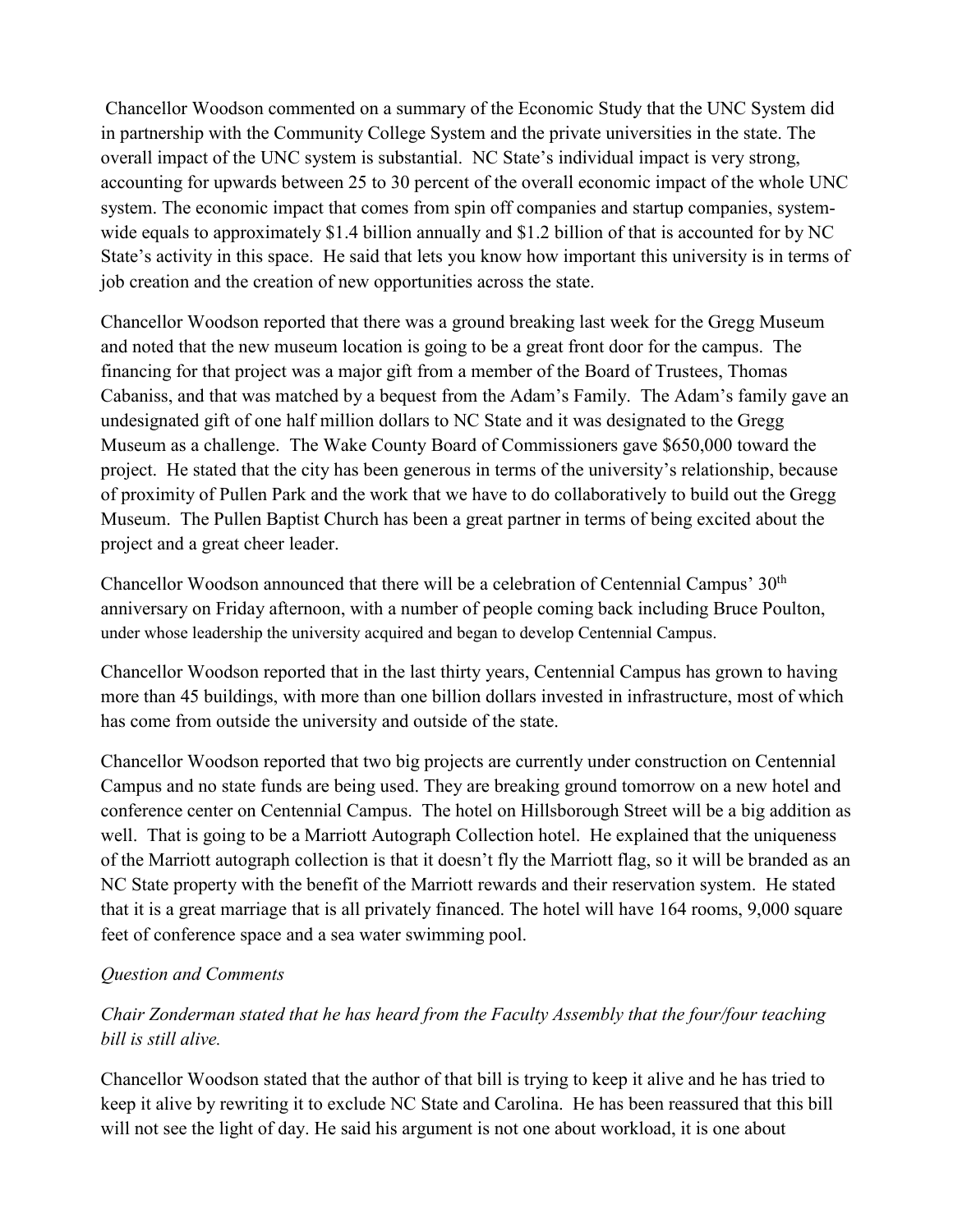Chancellor Woodson commented on a summary of the Economic Study that the UNC System did in partnership with the Community College System and the private universities in the state. The overall impact of the UNC system is substantial. NC State's individual impact is very strong, accounting for upwards between 25 to 30 percent of the overall economic impact of the whole UNC system. The economic impact that comes from spin off companies and startup companies, system-wide equals to approximately $1.4 billion annually and $1.2 billion of that is accounted for by NC State's activity in this space. He said that lets you know how important this university is in terms of job creation and the creation of new opportunities across the state.

Chancellor Woodson reported that there was a ground breaking last week for the Gregg Museum and noted that the new museum location is going to be a great front door for the campus. The financing for that project was a major gift from a member of the Board of Trustees, Thomas Cabaniss, and that was matched by a bequest from the Adam's Family. The Adam's family gave an undesignated gift of one half million dollars to NC State and it was designated to the Gregg Museum as a challenge. The Wake County Board of Commissioners gave $650,000 toward the project. He stated that the city has been generous in terms of the university's relationship, because of proximity of Pullen Park and the work that we have to do collaboratively to build out the Gregg Museum. The Pullen Baptist Church has been a great partner in terms of being excited about the project and a great cheer leader.

Chancellor Woodson announced that there will be a celebration of Centennial Campus' 30th anniversary on Friday afternoon, with a number of people coming back including Bruce Poulton, under whose leadership the university acquired and began to develop Centennial Campus.

Chancellor Woodson reported that in the last thirty years, Centennial Campus has grown to having more than 45 buildings, with more than one billion dollars invested in infrastructure, most of which has come from outside the university and outside of the state.

Chancellor Woodson reported that two big projects are currently under construction on Centennial Campus and no state funds are being used. They are breaking ground tomorrow on a new hotel and conference center on Centennial Campus. The hotel on Hillsborough Street will be a big addition as well. That is going to be a Marriott Autograph Collection hotel. He explained that the uniqueness of the Marriott autograph collection is that it doesn't fly the Marriott flag, so it will be branded as an NC State property with the benefit of the Marriott rewards and their reservation system. He stated that it is a great marriage that is all privately financed. The hotel will have 164 rooms, 9,000 square feet of conference space and a sea water swimming pool.

*Question and Comments*

*Chair Zonderman stated that he has heard from the Faculty Assembly that the four/four teaching bill is still alive.*

Chancellor Woodson stated that the author of that bill is trying to keep it alive and he has tried to keep it alive by rewriting it to exclude NC State and Carolina. He has been reassured that this bill will not see the light of day. He said his argument is not one about workload, it is one about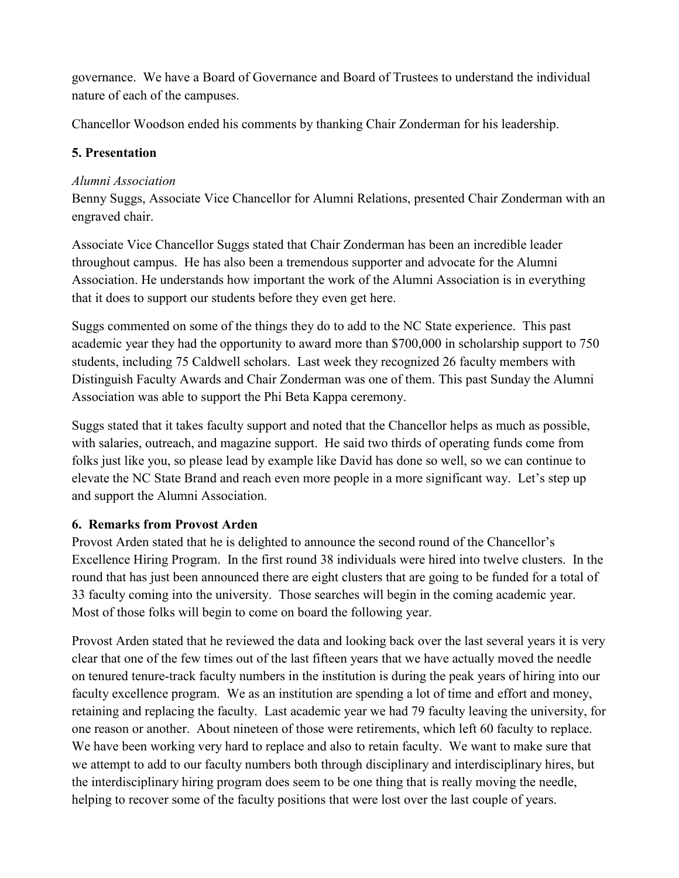governance. We have a Board of Governance and Board of Trustees to understand the individual nature of each of the campuses.

Chancellor Woodson ended his comments by thanking Chair Zonderman for his leadership.

### 5. Presentation

*Alumni Association*

Benny Suggs, Associate Vice Chancellor for Alumni Relations, presented Chair Zonderman with an engraved chair.

Associate Vice Chancellor Suggs stated that Chair Zonderman has been an incredible leader throughout campus. He has also been a tremendous supporter and advocate for the Alumni Association. He understands how important the work of the Alumni Association is in everything that it does to support our students before they even get here.

Suggs commented on some of the things they do to add to the NC State experience. This past academic year they had the opportunity to award more than $700,000 in scholarship support to 750 students, including 75 Caldwell scholars. Last week they recognized 26 faculty members with Distinguish Faculty Awards and Chair Zonderman was one of them. This past Sunday the Alumni Association was able to support the Phi Beta Kappa ceremony.

Suggs stated that it takes faculty support and noted that the Chancellor helps as much as possible, with salaries, outreach, and magazine support. He said two thirds of operating funds come from folks just like you, so please lead by example like David has done so well, so we can continue to elevate the NC State Brand and reach even more people in a more significant way. Let's step up and support the Alumni Association.

### 6. Remarks from Provost Arden

Provost Arden stated that he is delighted to announce the second round of the Chancellor's Excellence Hiring Program. In the first round 38 individuals were hired into twelve clusters. In the round that has just been announced there are eight clusters that are going to be funded for a total of 33 faculty coming into the university. Those searches will begin in the coming academic year. Most of those folks will begin to come on board the following year.

Provost Arden stated that he reviewed the data and looking back over the last several years it is very clear that one of the few times out of the last fifteen years that we have actually moved the needle on tenured tenure-track faculty numbers in the institution is during the peak years of hiring into our faculty excellence program. We as an institution are spending a lot of time and effort and money, retaining and replacing the faculty. Last academic year we had 79 faculty leaving the university, for one reason or another. About nineteen of those were retirements, which left 60 faculty to replace. We have been working very hard to replace and also to retain faculty. We want to make sure that we attempt to add to our faculty numbers both through disciplinary and interdisciplinary hires, but the interdisciplinary hiring program does seem to be one thing that is really moving the needle, helping to recover some of the faculty positions that were lost over the last couple of years.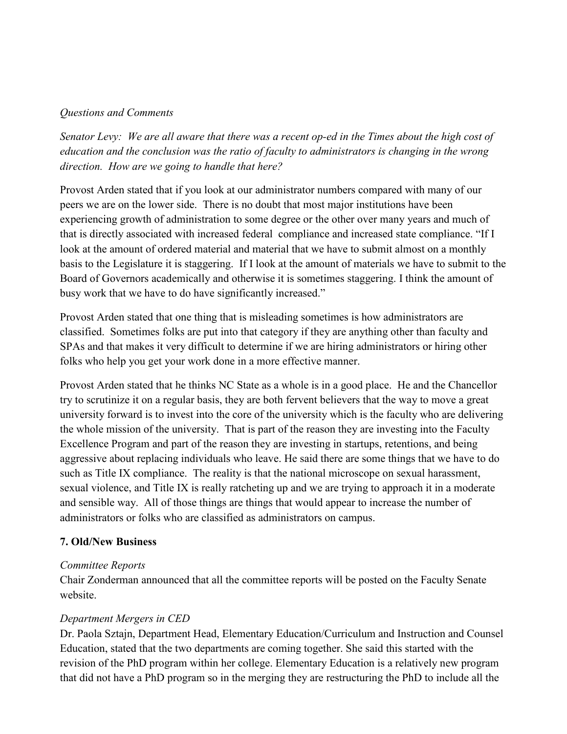*Questions and Comments*

*Senator Levy: We are all aware that there was a recent op-ed in the Times about the high cost of education and the conclusion was the ratio of faculty to administrators is changing in the wrong direction. How are we going to handle that here?*

Provost Arden stated that if you look at our administrator numbers compared with many of our peers we are on the lower side. There is no doubt that most major institutions have been experiencing growth of administration to some degree or the other over many years and much of that is directly associated with increased federal compliance and increased state compliance. "If I look at the amount of ordered material and material that we have to submit almost on a monthly basis to the Legislature it is staggering. If I look at the amount of materials we have to submit to the Board of Governors academically and otherwise it is sometimes staggering. I think the amount of busy work that we have to do have significantly increased."

Provost Arden stated that one thing that is misleading sometimes is how administrators are classified. Sometimes folks are put into that category if they are anything other than faculty and SPAs and that makes it very difficult to determine if we are hiring administrators or hiring other folks who help you get your work done in a more effective manner.

Provost Arden stated that he thinks NC State as a whole is in a good place. He and the Chancellor try to scrutinize it on a regular basis, they are both fervent believers that the way to move a great university forward is to invest into the core of the university which is the faculty who are delivering the whole mission of the university. That is part of the reason they are investing into the Faculty Excellence Program and part of the reason they are investing in startups, retentions, and being aggressive about replacing individuals who leave. He said there are some things that we have to do such as Title IX compliance. The reality is that the national microscope on sexual harassment, sexual violence, and Title IX is really ratcheting up and we are trying to approach it in a moderate and sensible way. All of those things are things that would appear to increase the number of administrators or folks who are classified as administrators on campus.

**7. Old/New Business**

*Committee Reports*

Chair Zonderman announced that all the committee reports will be posted on the Faculty Senate website.

*Department Mergers in CED*

Dr. Paola Sztajn, Department Head, Elementary Education/Curriculum and Instruction and Counsel Education, stated that the two departments are coming together. She said this started with the revision of the PhD program within her college. Elementary Education is a relatively new program that did not have a PhD program so in the merging they are restructuring the PhD to include all the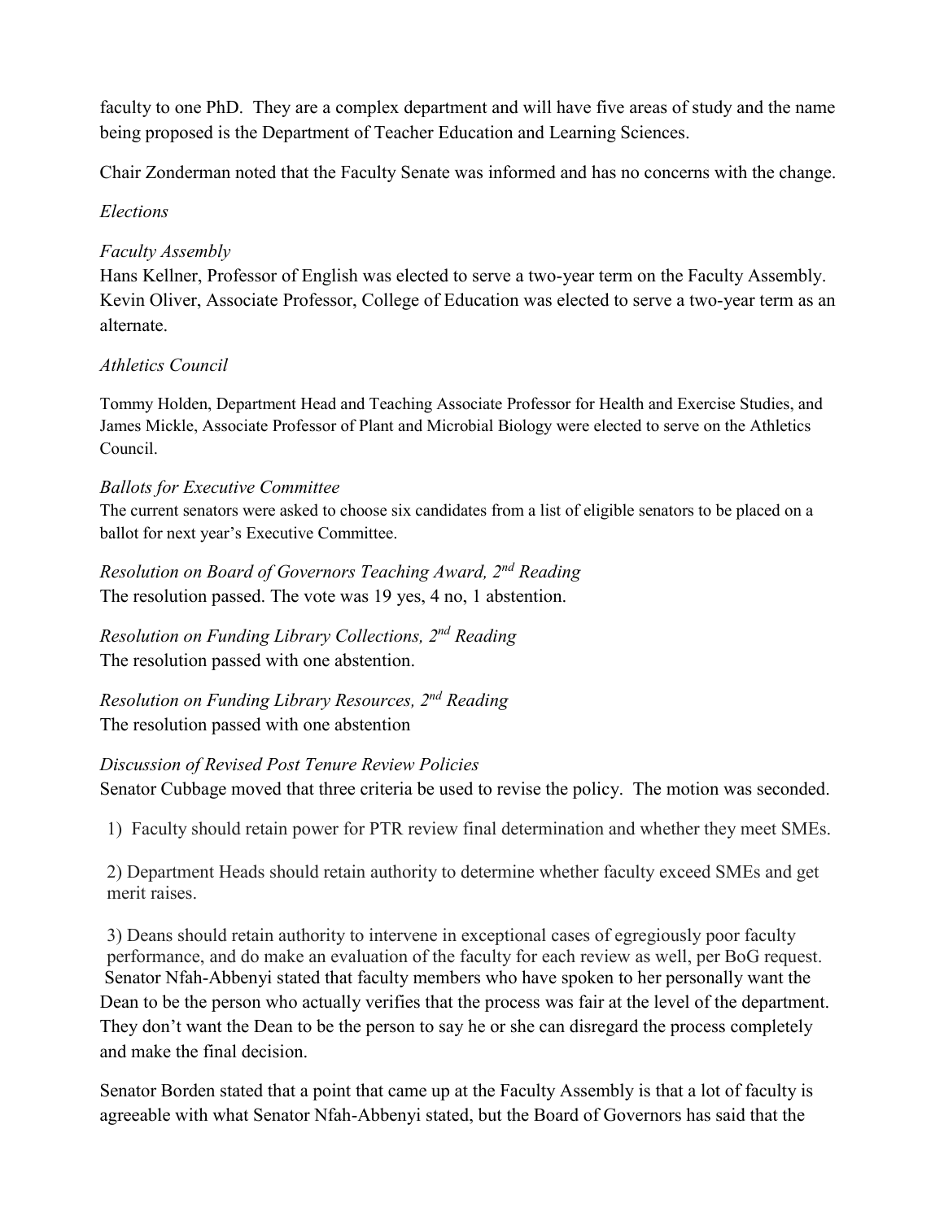faculty to one PhD. They are a complex department and will have five areas of study and the name being proposed is the Department of Teacher Education and Learning Sciences.

Chair Zonderman noted that the Faculty Senate was informed and has no concerns with the change.

*Elections*

*Faculty Assembly*

Hans Kellner, Professor of English was elected to serve a two-year term on the Faculty Assembly. Kevin Oliver, Associate Professor, College of Education was elected to serve a two-year term as an alternate.

*Athletics Council*

Tommy Holden, Department Head and Teaching Associate Professor for Health and Exercise Studies, and James Mickle, Associate Professor of Plant and Microbial Biology were elected to serve on the Athletics Council.

*Ballots for Executive Committee*

The current senators were asked to choose six candidates from a list of eligible senators to be placed on a ballot for next year's Executive Committee.

*Resolution on Board of Governors Teaching Award, 2nd Reading*

The resolution passed. The vote was 19 yes, 4 no, 1 abstention.

*Resolution on Funding Library Collections, 2nd Reading*

The resolution passed with one abstention.

*Resolution on Funding Library Resources, 2nd Reading*

The resolution passed with one abstention

*Discussion of Revised Post Tenure Review Policies*

Senator Cubbage moved that three criteria be used to revise the policy. The motion was seconded.

1) Faculty should retain power for PTR review final determination and whether they meet SMEs.

2) Department Heads should retain authority to determine whether faculty exceed SMEs and get merit raises.

3) Deans should retain authority to intervene in exceptional cases of egregiously poor faculty performance, and do make an evaluation of the faculty for each review as well, per BoG request.

Senator Nfah-Abbenyi stated that faculty members who have spoken to her personally want the Dean to be the person who actually verifies that the process was fair at the level of the department. They don't want the Dean to be the person to say he or she can disregard the process completely and make the final decision.

Senator Borden stated that a point that came up at the Faculty Assembly is that a lot of faculty is agreeable with what Senator Nfah-Abbenyi stated, but the Board of Governors has said that the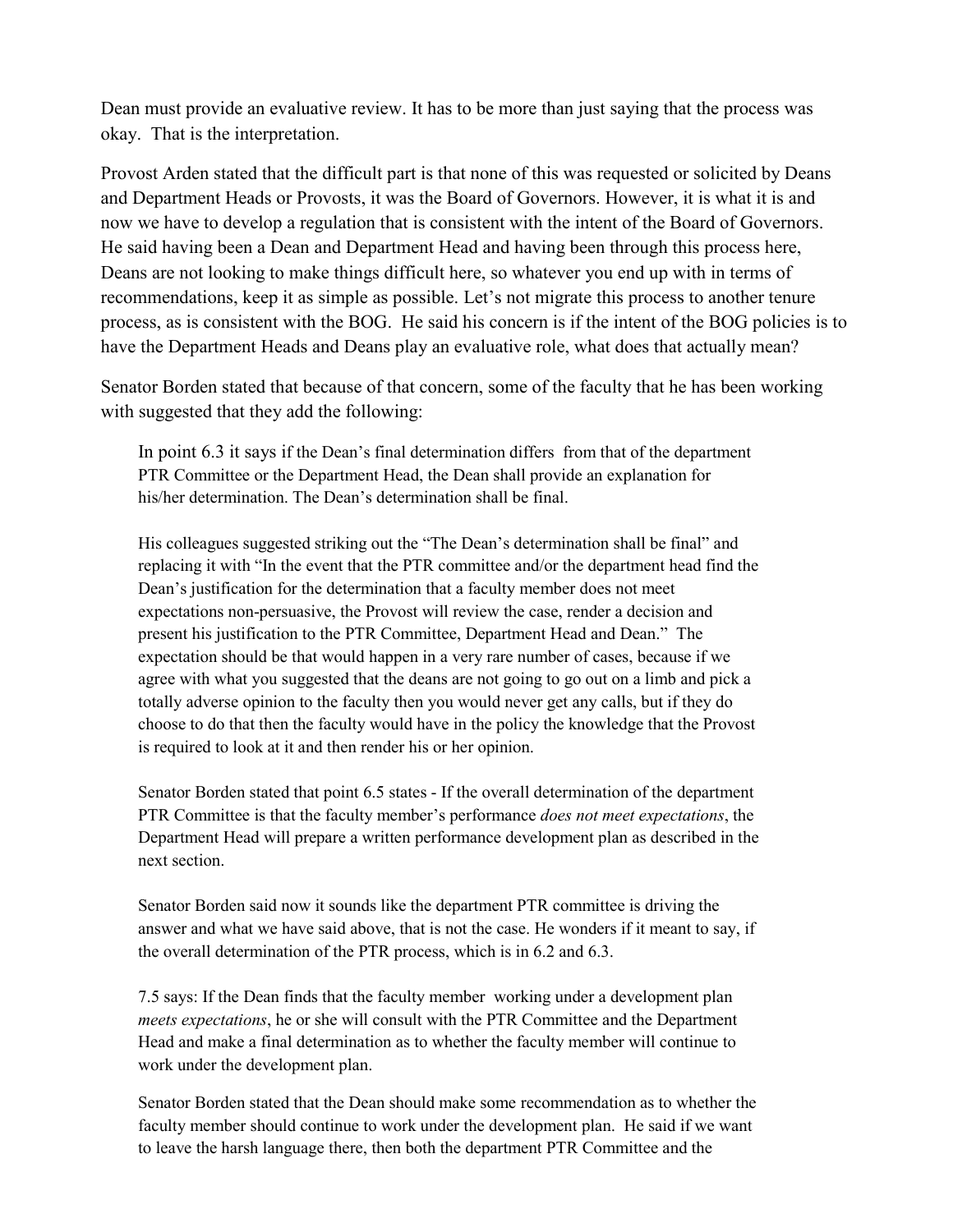Dean must provide an evaluative review. It has to be more than just saying that the process was okay. That is the interpretation.

Provost Arden stated that the difficult part is that none of this was requested or solicited by Deans and Department Heads or Provosts, it was the Board of Governors. However, it is what it is and now we have to develop a regulation that is consistent with the intent of the Board of Governors. He said having been a Dean and Department Head and having been through this process here, Deans are not looking to make things difficult here, so whatever you end up with in terms of recommendations, keep it as simple as possible. Let's not migrate this process to another tenure process, as is consistent with the BOG. He said his concern is if the intent of the BOG policies is to have the Department Heads and Deans play an evaluative role, what does that actually mean?

Senator Borden stated that because of that concern, some of the faculty that he has been working with suggested that they add the following:

> In point 6.3 it says if the Dean's final determination differs from that of the department PTR Committee or the Department Head, the Dean shall provide an explanation for his/her determination. The Dean's determination shall be final.
>
> His colleagues suggested striking out the "The Dean's determination shall be final" and replacing it with "In the event that the PTR committee and/or the department head find the Dean's justification for the determination that a faculty member does not meet expectations non-persuasive, the Provost will review the case, render a decision and present his justification to the PTR Committee, Department Head and Dean." The expectation should be that would happen in a very rare number of cases, because if we agree with what you suggested that the deans are not going to go out on a limb and pick a totally adverse opinion to the faculty then you would never get any calls, but if they do choose to do that then the faculty would have in the policy the knowledge that the Provost is required to look at it and then render his or her opinion.
>
> Senator Borden stated that point 6.5 states - If the overall determination of the department PTR Committee is that the faculty member's performance *does not meet expectations*, the Department Head will prepare a written performance development plan as described in the next section.
>
> Senator Borden said now it sounds like the department PTR committee is driving the answer and what we have said above, that is not the case. He wonders if it meant to say, if the overall determination of the PTR process, which is in 6.2 and 6.3.
>
> 7.5 says: If the Dean finds that the faculty member working under a development plan *meets expectations*, he or she will consult with the PTR Committee and the Department Head and make a final determination as to whether the faculty member will continue to work under the development plan.
>
> Senator Borden stated that the Dean should make some recommendation as to whether the faculty member should continue to work under the development plan. He said if we want to leave the harsh language there, then both the department PTR Committee and the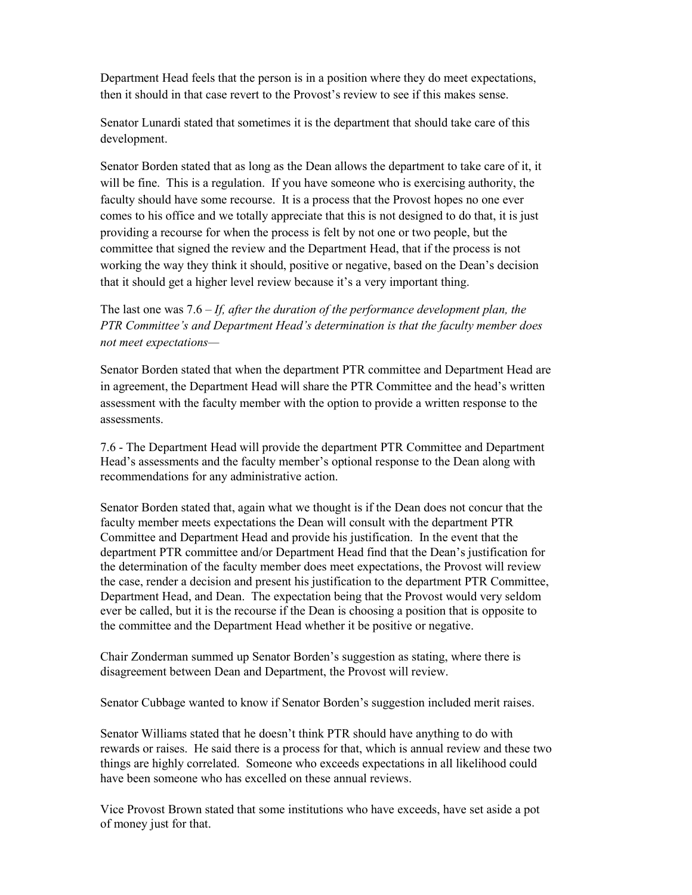Department Head feels that the person is in a position where they do meet expectations, then it should in that case revert to the Provost's review to see if this makes sense.

Senator Lunardi stated that sometimes it is the department that should take care of this development.

Senator Borden stated that as long as the Dean allows the department to take care of it, it will be fine. This is a regulation. If you have someone who is exercising authority, the faculty should have some recourse. It is a process that the Provost hopes no one ever comes to his office and we totally appreciate that this is not designed to do that, it is just providing a recourse for when the process is felt by not one or two people, but the committee that signed the review and the Department Head, that if the process is not working the way they think it should, positive or negative, based on the Dean's decision that it should get a higher level review because it's a very important thing.

The last one was 7.6 – *If, after the duration of the performance development plan, the PTR Committee's and Department Head's determination is that the faculty member does not meet expectations—*

Senator Borden stated that when the department PTR committee and Department Head are in agreement, the Department Head will share the PTR Committee and the head's written assessment with the faculty member with the option to provide a written response to the assessments.

7.6 - The Department Head will provide the department PTR Committee and Department Head's assessments and the faculty member's optional response to the Dean along with recommendations for any administrative action.

Senator Borden stated that, again what we thought is if the Dean does not concur that the faculty member meets expectations the Dean will consult with the department PTR Committee and Department Head and provide his justification. In the event that the department PTR committee and/or Department Head find that the Dean's justification for the determination of the faculty member does meet expectations, the Provost will review the case, render a decision and present his justification to the department PTR Committee, Department Head, and Dean. The expectation being that the Provost would very seldom ever be called, but it is the recourse if the Dean is choosing a position that is opposite to the committee and the Department Head whether it be positive or negative.

Chair Zonderman summed up Senator Borden's suggestion as stating, where there is disagreement between Dean and Department, the Provost will review.

Senator Cubbage wanted to know if Senator Borden's suggestion included merit raises.

Senator Williams stated that he doesn't think PTR should have anything to do with rewards or raises. He said there is a process for that, which is annual review and these two things are highly correlated. Someone who exceeds expectations in all likelihood could have been someone who has excelled on these annual reviews.

Vice Provost Brown stated that some institutions who have exceeds, have set aside a pot of money just for that.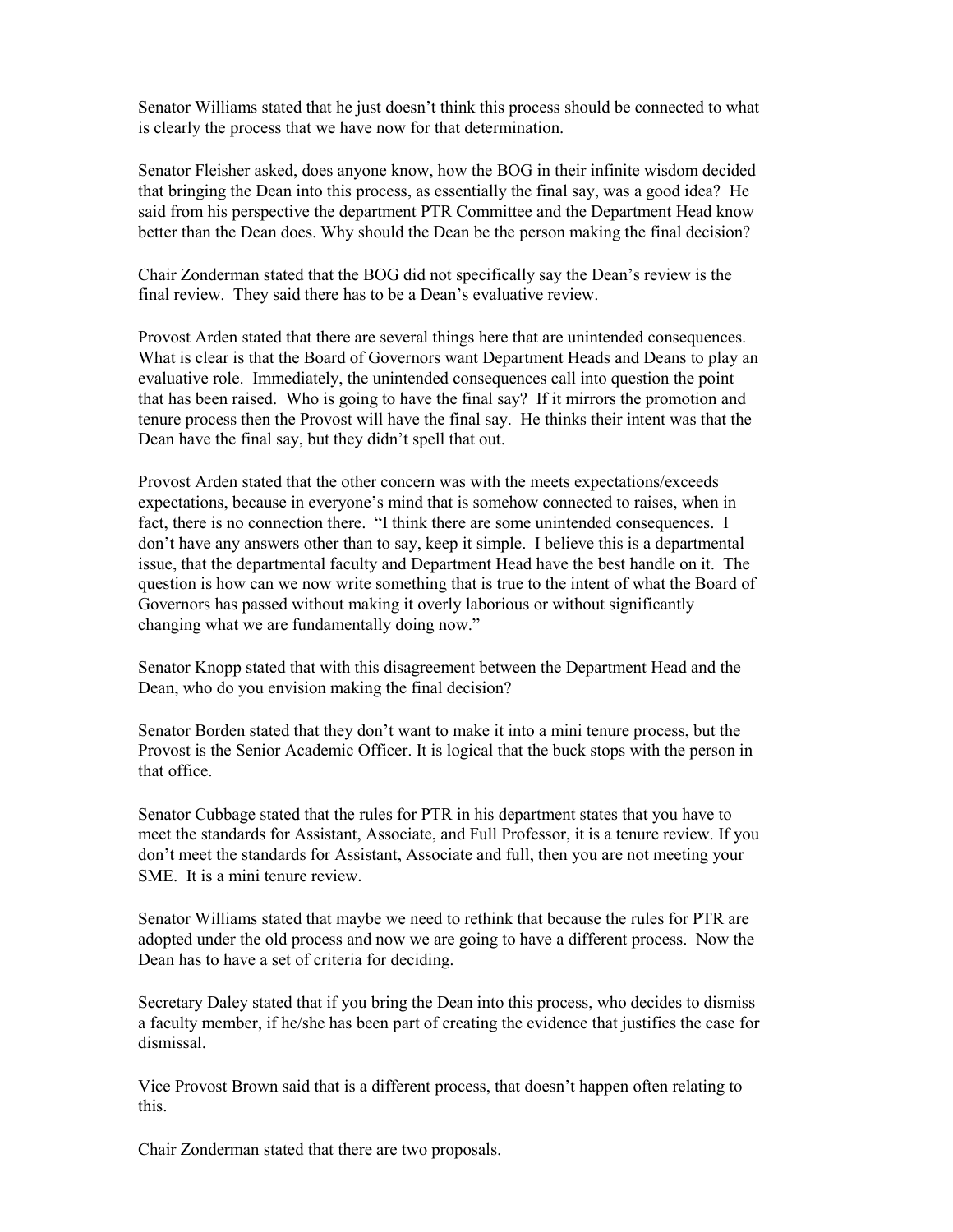Senator Williams stated that he just doesn't think this process should be connected to what is clearly the process that we have now for that determination.

Senator Fleisher asked, does anyone know, how the BOG in their infinite wisdom decided that bringing the Dean into this process, as essentially the final say, was a good idea? He said from his perspective the department PTR Committee and the Department Head know better than the Dean does. Why should the Dean be the person making the final decision?

Chair Zonderman stated that the BOG did not specifically say the Dean's review is the final review. They said there has to be a Dean's evaluative review.

Provost Arden stated that there are several things here that are unintended consequences. What is clear is that the Board of Governors want Department Heads and Deans to play an evaluative role. Immediately, the unintended consequences call into question the point that has been raised. Who is going to have the final say? If it mirrors the promotion and tenure process then the Provost will have the final say. He thinks their intent was that the Dean have the final say, but they didn't spell that out.

Provost Arden stated that the other concern was with the meets expectations/exceeds expectations, because in everyone's mind that is somehow connected to raises, when in fact, there is no connection there. "I think there are some unintended consequences. I don't have any answers other than to say, keep it simple. I believe this is a departmental issue, that the departmental faculty and Department Head have the best handle on it. The question is how can we now write something that is true to the intent of what the Board of Governors has passed without making it overly laborious or without significantly changing what we are fundamentally doing now."

Senator Knopp stated that with this disagreement between the Department Head and the Dean, who do you envision making the final decision?

Senator Borden stated that they don't want to make it into a mini tenure process, but the Provost is the Senior Academic Officer. It is logical that the buck stops with the person in that office.

Senator Cubbage stated that the rules for PTR in his department states that you have to meet the standards for Assistant, Associate, and Full Professor, it is a tenure review. If you don't meet the standards for Assistant, Associate and full, then you are not meeting your SME. It is a mini tenure review.

Senator Williams stated that maybe we need to rethink that because the rules for PTR are adopted under the old process and now we are going to have a different process. Now the Dean has to have a set of criteria for deciding.

Secretary Daley stated that if you bring the Dean into this process, who decides to dismiss a faculty member, if he/she has been part of creating the evidence that justifies the case for dismissal.

Vice Provost Brown said that is a different process, that doesn't happen often relating to this.

Chair Zonderman stated that there are two proposals.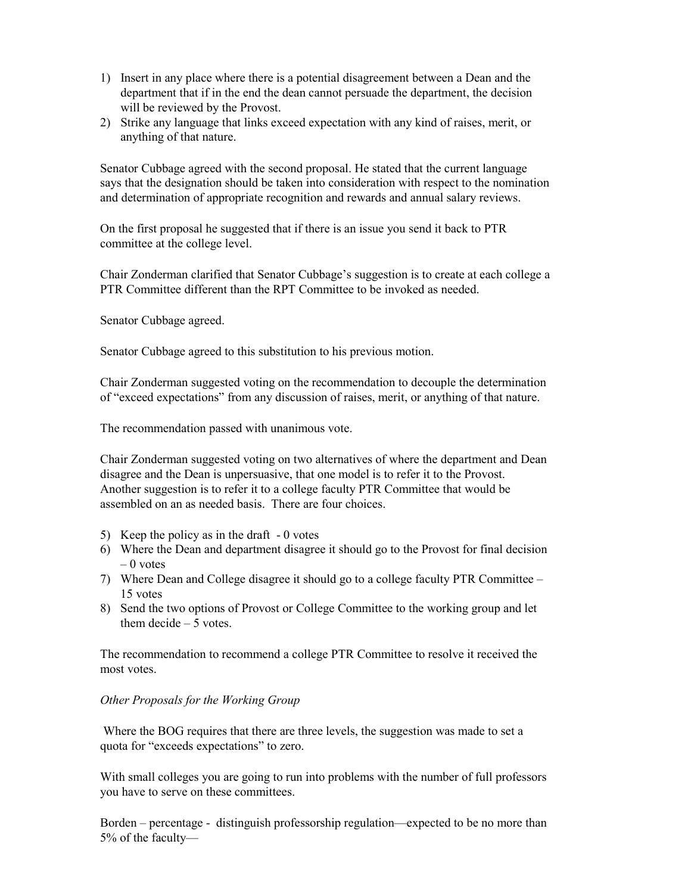1) Insert in any place where there is a potential disagreement between a Dean and the department that if in the end the dean cannot persuade the department, the decision will be reviewed by the Provost.
2) Strike any language that links exceed expectation with any kind of raises, merit, or anything of that nature.

Senator Cubbage agreed with the second proposal. He stated that the current language says that the designation should be taken into consideration with respect to the nomination and determination of appropriate recognition and rewards and annual salary reviews.

On the first proposal he suggested that if there is an issue you send it back to PTR committee at the college level.

Chair Zonderman clarified that Senator Cubbage's suggestion is to create at each college a PTR Committee different than the RPT Committee to be invoked as needed.

Senator Cubbage agreed.

Senator Cubbage agreed to this substitution to his previous motion.

Chair Zonderman suggested voting on the recommendation to decouple the determination of "exceed expectations" from any discussion of raises, merit, or anything of that nature.

The recommendation passed with unanimous vote.

Chair Zonderman suggested voting on two alternatives of where the department and Dean disagree and the Dean is unpersuasive, that one model is to refer it to the Provost. Another suggestion is to refer it to a college faculty PTR Committee that would be assembled on an as needed basis. There are four choices.

5) Keep the policy as in the draft - 0 votes
6) Where the Dean and department disagree it should go to the Provost for final decision – 0 votes
7) Where Dean and College disagree it should go to a college faculty PTR Committee – 15 votes
8) Send the two options of Provost or College Committee to the working group and let them decide – 5 votes.

The recommendation to recommend a college PTR Committee to resolve it received the most votes.

*Other Proposals for the Working Group*

Where the BOG requires that there are three levels, the suggestion was made to set a quota for "exceeds expectations" to zero.

With small colleges you are going to run into problems with the number of full professors you have to serve on these committees.

Borden – percentage - distinguish professorship regulation—expected to be no more than 5% of the faculty—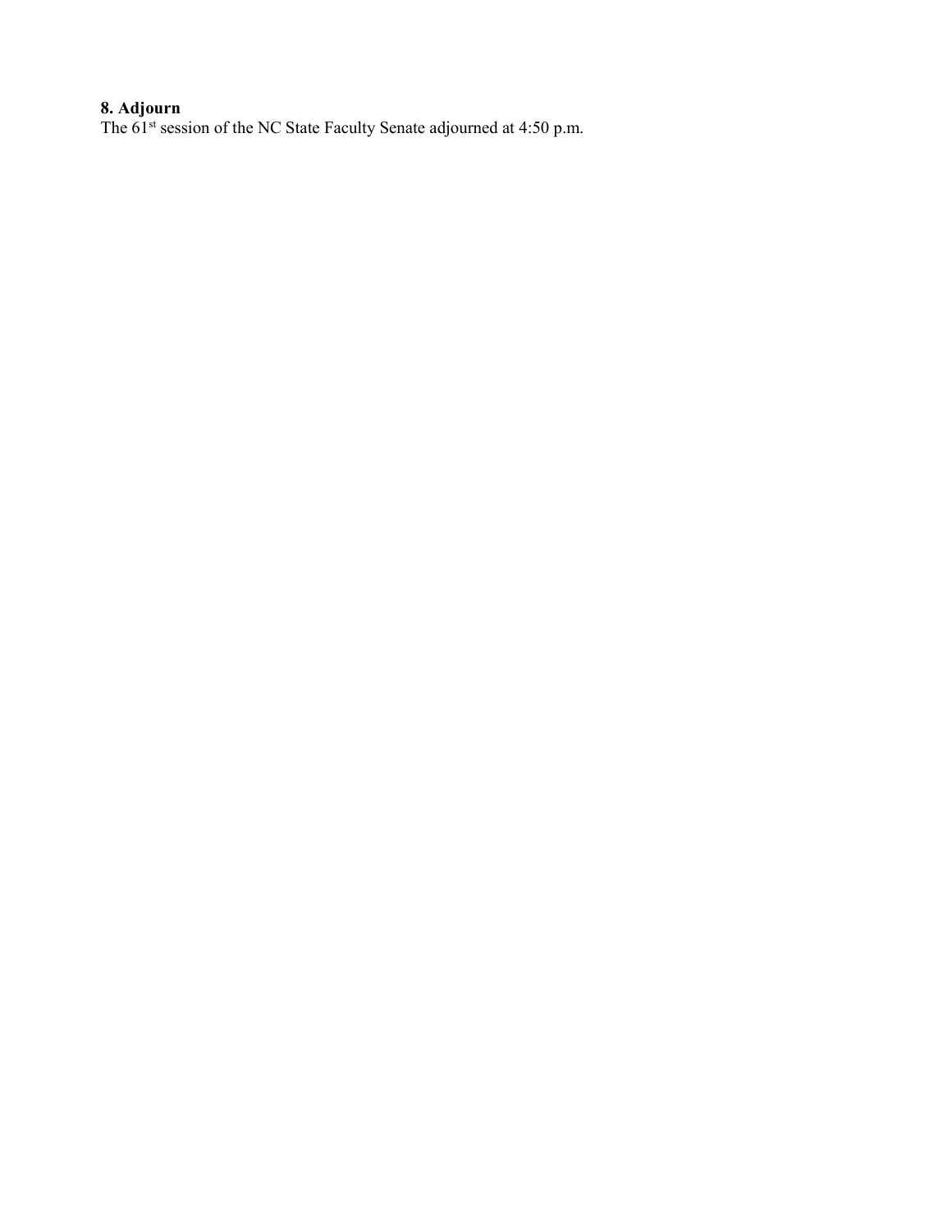**8. Adjourn**

The 61st session of the NC State Faculty Senate adjourned at 4:50 p.m.